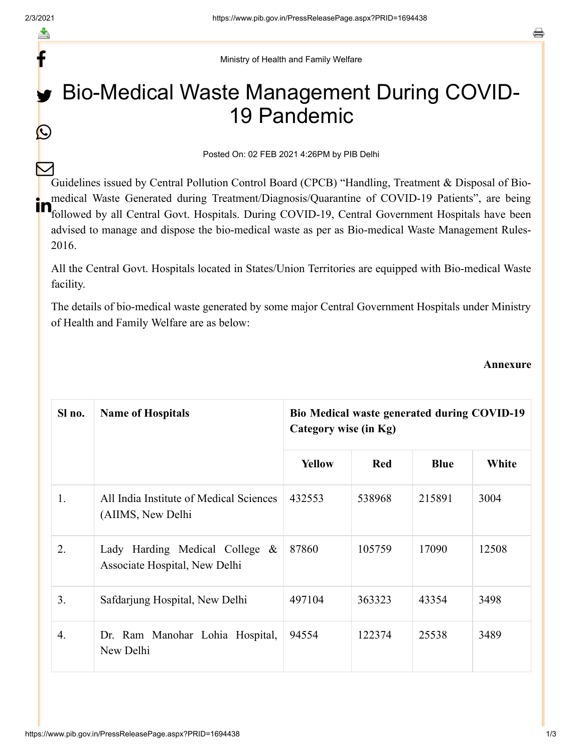Ministry of Health and Family Welfare

# Bio-Medical Waste Management During COVID-19 Pandemic

Posted On: 02 FEB 2021 4:26PM by PIB Delhi

Guidelines issued by Central Pollution Control Board (CPCB) "Handling, Treatment & Disposal of Bio-medical Waste Generated during Treatment/Diagnosis/Quarantine of COVID-19 Patients", are being followed by all Central Govt. Hospitals. During COVID-19, Central Government Hospitals have been advised to manage and dispose the bio-medical waste as per as Bio-medical Waste Management Rules-2016.

All the Central Govt. Hospitals located in States/Union Territories are equipped with Bio-medical Waste facility.

The details of bio-medical waste generated by some major Central Government Hospitals under Ministry of Health and Family Welfare are as below:

**Annexure**

| Sl no. | Name of Hospitals | Bio Medical waste generated during COVID-19 Category wise (in Kg) | | | |
|---|---|---|---|---|---|
| | | Yellow | Red | Blue | White |
| 1. | All India Institute of Medical Sciences (AIIMS, New Delhi | 432553 | 538968 | 215891 | 3004 |
| 2. | Lady Harding Medical College & Associate Hospital, New Delhi | 87860 | 105759 | 17090 | 12508 |
| 3. | Safdarjung Hospital, New Delhi | 497104 | 363323 | 43354 | 3498 |
| 4. | Dr. Ram Manohar Lohia Hospital, New Delhi | 94554 | 122374 | 25538 | 3489 |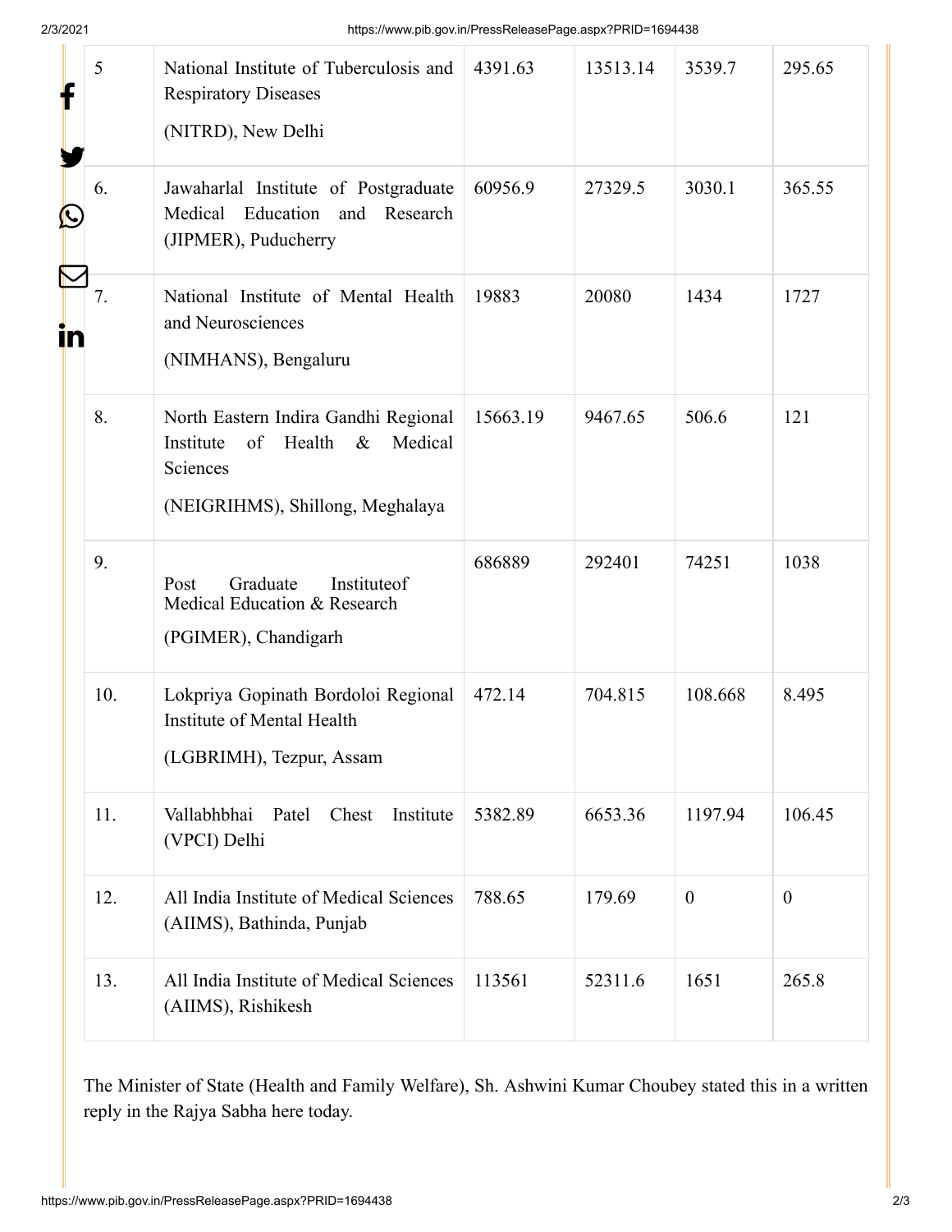| 5 | National Institute of Tuberculosis and Respiratory Diseases (NITRD), New Delhi | 4391.63 | 13513.14 | 3539.7 | 295.65 |
|---|---|---|---|---|---|
| 6. | Jawaharlal Institute of Postgraduate Medical Education and Research (JIPMER), Puducherry | 60956.9 | 27329.5 | 3030.1 | 365.55 |
| 7. | National Institute of Mental Health and Neurosciences (NIMHANS), Bengaluru | 19883 | 20080 | 1434 | 1727 |
| 8. | North Eastern Indira Gandhi Regional Institute of Health & Medical Sciences (NEIGRIHMS), Shillong, Meghalaya | 15663.19 | 9467.65 | 506.6 | 121 |
| 9. | Post Graduate Instituteof Medical Education & Research (PGIMER), Chandigarh | 686889 | 292401 | 74251 | 1038 |
| 10. | Lokpriya Gopinath Bordoloi Regional Institute of Mental Health (LGBRIMH), Tezpur, Assam | 472.14 | 704.815 | 108.668 | 8.495 |
| 11. | Vallabhbhai Patel Chest Institute (VPCI) Delhi | 5382.89 | 6653.36 | 1197.94 | 106.45 |
| 12. | All India Institute of Medical Sciences (AIIMS), Bathinda, Punjab | 788.65 | 179.69 | 0 | 0 |
| 13. | All India Institute of Medical Sciences (AIIMS), Rishikesh | 113561 | 52311.6 | 1651 | 265.8 |

The Minister of State (Health and Family Welfare), Sh. Ashwini Kumar Choubey stated this in a written reply in the Rajya Sabha here today.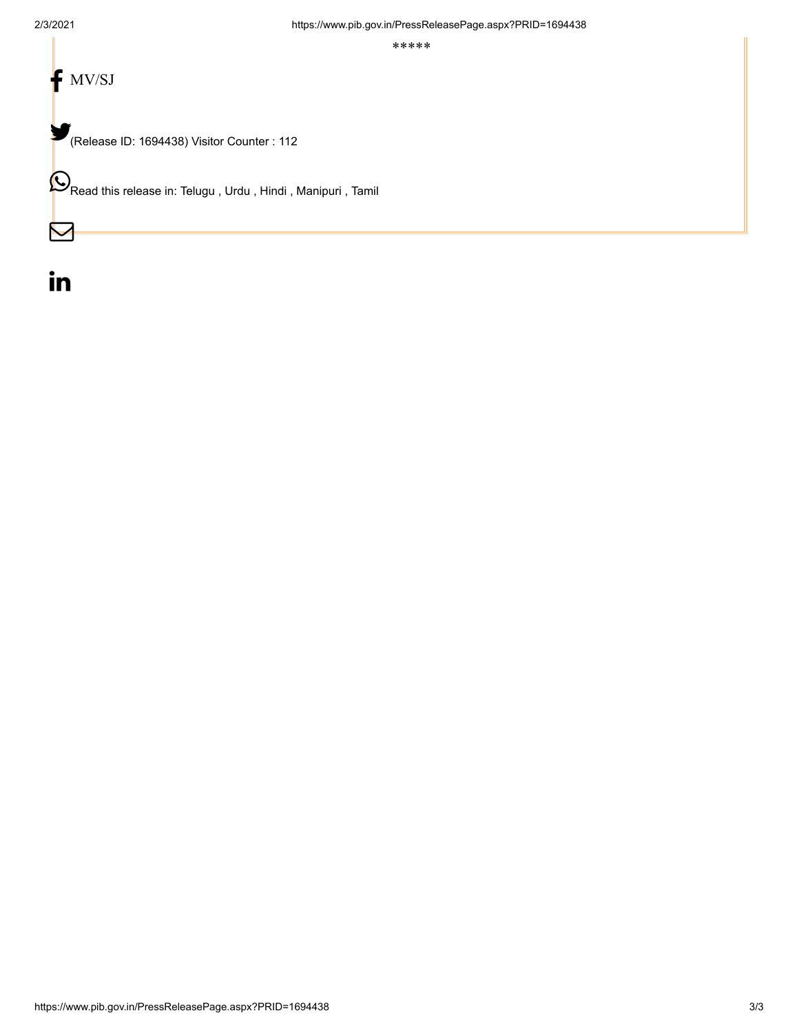*****

MV/SJ

(Release ID: 1694438) Visitor Counter : 112

Read this release in: Telugu , Urdu , Hindi , Manipuri , Tamil